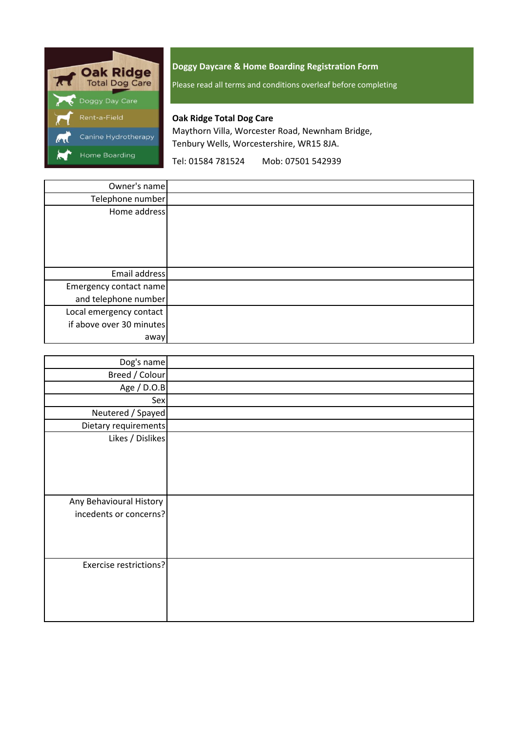Oak Ridge
Total Dog Care

- Doggy Day Care
- Rent-a-Field
- Canine Hydrotherapy
- Home Boarding

## Doggy Daycare & Home Boarding Registration Form

Please read all terms and conditions overleaf before completing

**Oak Ridge Total Dog Care**
Maythorn Villa, Worcester Road, Newnham Bridge,
Tenbury Wells, Worcestershire, WR15 8JA.

Tel: 01584 781524 Mob: 07501 542939

| | |
|---:|---|
| Owner's name | |
| Telephone number | |
| Home address | |
| Email address | |
| Emergency contact name and telephone number | |
| Local emergency contact if above over 30 minutes away | |

| | |
|---:|---|
| Dog's name | |
| Breed / Colour | |
| Age / D.O.B | |
| Sex | |
| Neutered / Spayed | |
| Dietary requirements | |
| Likes / Dislikes | |
| Any Behavioural History incedents or concerns? | |
| Exercise restrictions? | |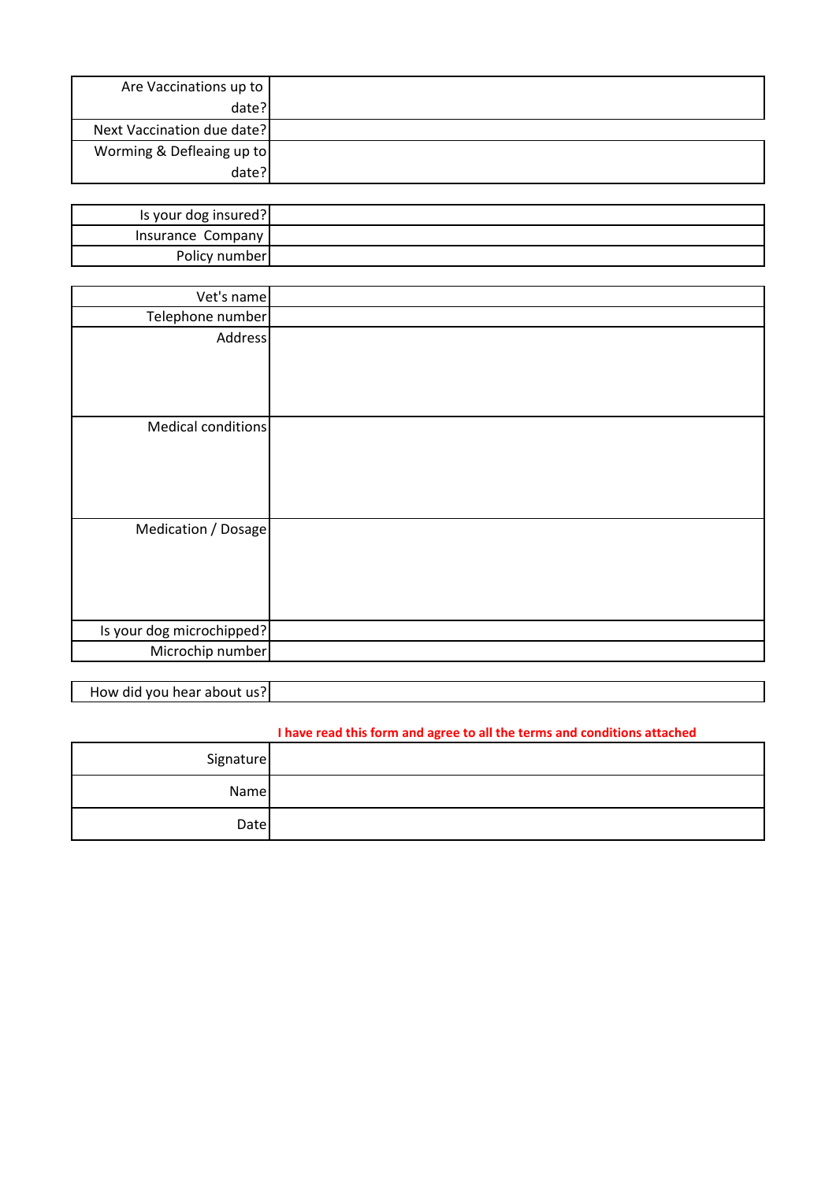| | |
|---|---|
| Are Vaccinations up to date? | |
| Next Vaccination due date? | |
| Worming & Defleaing up to date? | |

| | |
|---|---|
| Is your dog insured? | |
| Insurance Company | |
| Policy number | |

| | |
|---|---|
| Vet's name | |
| Telephone number | |
| Address | |
| Medical conditions | |
| Medication / Dosage | |
| Is your dog microchipped? | |
| Microchip number | |

| | |
|---|---|
| How did you hear about us? | |

**I have read this form and agree to all the terms and conditions attached**

| | |
|---|---|
| Signature | |
| Name | |
| Date | |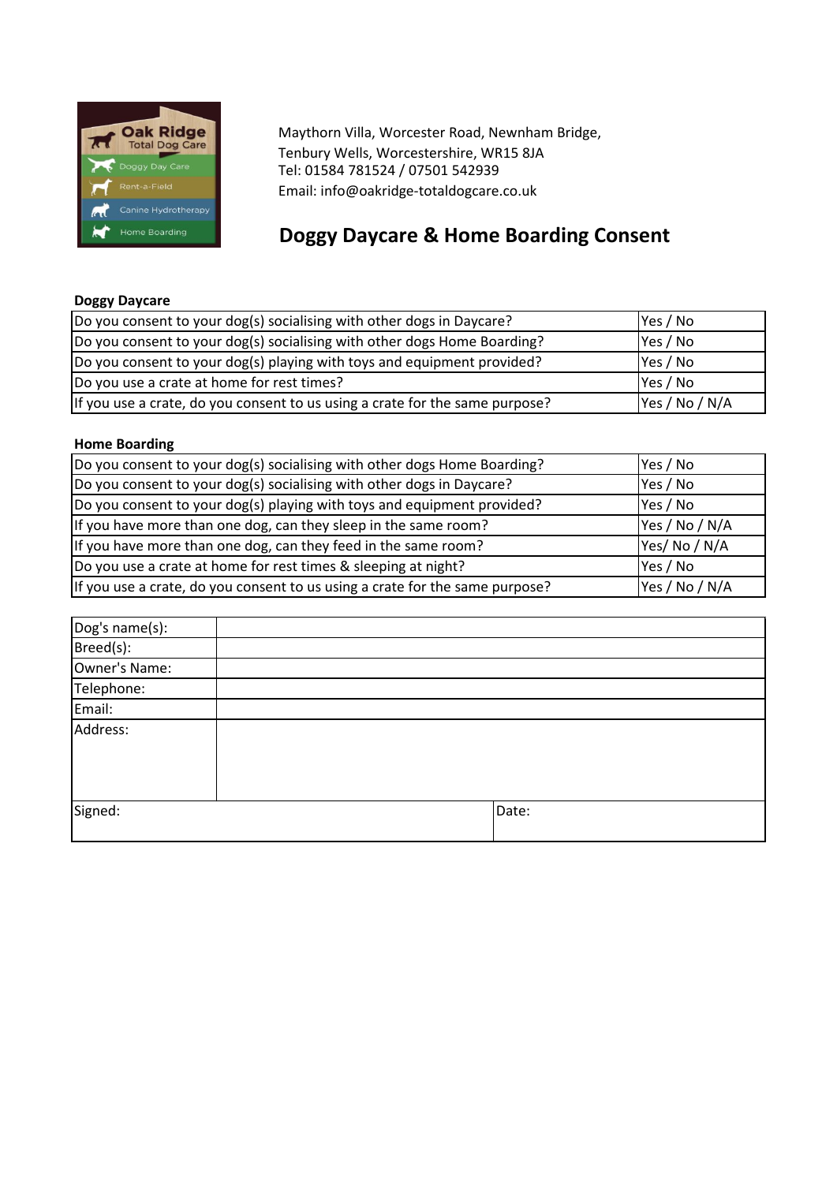Maythorn Villa, Worcester Road, Newnham Bridge,
Tenbury Wells, Worcestershire, WR15 8JA
Tel: 01584 781524 / 07501 542939
Email: info@oakridge-totaldogcare.co.uk

# Doggy Daycare & Home Boarding Consent

### Doggy Daycare

| | |
|---|---|
| Do you consent to your dog(s) socialising with other dogs in Daycare? | Yes / No |
| Do you consent to your dog(s) socialising with other dogs Home Boarding? | Yes / No |
| Do you consent to your dog(s) playing with toys and equipment provided? | Yes / No |
| Do you use a crate at home for rest times? | Yes / No |
| If you use a crate, do you consent to us using a crate for the same purpose? | Yes / No / N/A |

### Home Boarding

| | |
|---|---|
| Do you consent to your dog(s) socialising with other dogs Home Boarding? | Yes / No |
| Do you consent to your dog(s) socialising with other dogs in Daycare? | Yes / No |
| Do you consent to your dog(s) playing with toys and equipment provided? | Yes / No |
| If you have more than one dog, can they sleep in the same room? | Yes / No / N/A |
| If you have more than one dog, can they feed in the same room? | Yes/ No / N/A |
| Do you use a crate at home for rest times & sleeping at night? | Yes / No |
| If you use a crate, do you consent to us using a crate for the same purpose? | Yes / No / N/A |

| | | |
|---|---|---|
| Dog's name(s): | | |
| Breed(s): | | |
| Owner's Name: | | |
| Telephone: | | |
| Email: | | |
| Address: | | |
| Signed: | | Date: |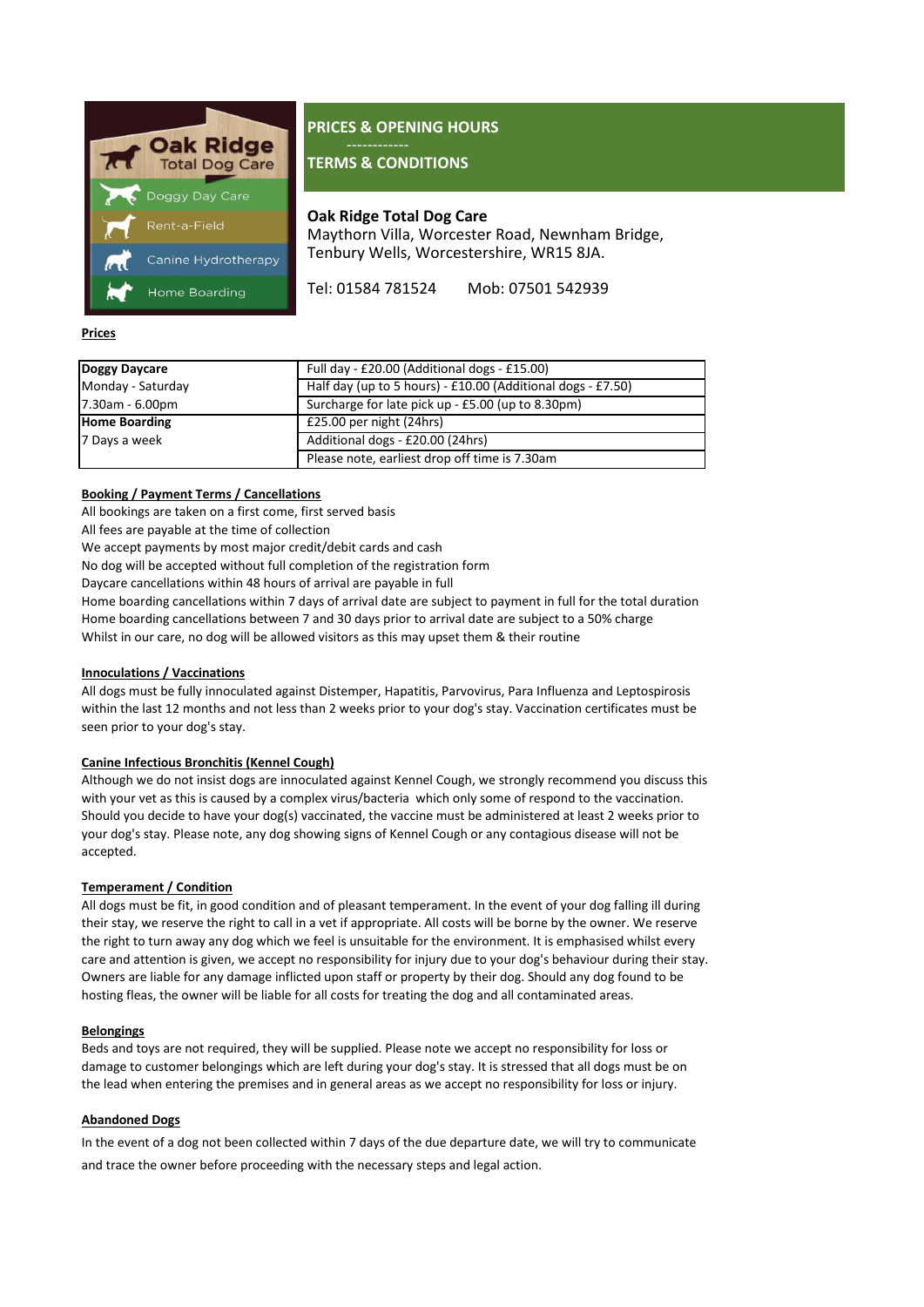Oak Ridge Total Dog Care

Doggy Day Care

Rent-a-Field

Canine Hydrotherapy

Home Boarding

## PRICES & OPENING HOURS

------------

## TERMS & CONDITIONS

**Oak Ridge Total Dog Care**
Maythorn Villa, Worcester Road, Newnham Bridge,
Tenbury Wells, Worcestershire, WR15 8JA.

Tel: 01584 781524 Mob: 07501 542939

**Prices**

| | |
|---|---|
| **Doggy Daycare** | Full day - £20.00 (Additional dogs - £15.00) |
| Monday - Saturday | Half day (up to 5 hours) - £10.00 (Additional dogs - £7.50) |
| 7.30am - 6.00pm | Surcharge for late pick up - £5.00 (up to 8.30pm) |
| **Home Boarding** | £25.00 per night (24hrs) |
| 7 Days a week | Additional dogs - £20.00 (24hrs) |
| | Please note, earliest drop off time is 7.30am |

**Booking / Payment Terms / Cancellations**

All bookings are taken on a first come, first served basis
All fees are payable at the time of collection
We accept payments by most major credit/debit cards and cash
No dog will be accepted without full completion of the registration form
Daycare cancellations within 48 hours of arrival are payable in full
Home boarding cancellations within 7 days of arrival date are subject to payment in full for the total duration
Home boarding cancellations between 7 and 30 days prior to arrival date are subject to a 50% charge
Whilst in our care, no dog will be allowed visitors as this may upset them & their routine

**Innoculations / Vaccinations**

All dogs must be fully innoculated against Distemper, Hapatitis, Parvovirus, Para Influenza and Leptospirosis within the last 12 months and not less than 2 weeks prior to your dog's stay. Vaccination certificates must be seen prior to your dog's stay.

**Canine Infectious Bronchitis (Kennel Cough)**

Although we do not insist dogs are innoculated against Kennel Cough, we strongly recommend you discuss this with your vet as this is caused by a complex virus/bacteria which only some of respond to the vaccination. Should you decide to have your dog(s) vaccinated, the vaccine must be administered at least 2 weeks prior to your dog's stay. Please note, any dog showing signs of Kennel Cough or any contagious disease will not be accepted.

**Temperament / Condition**

All dogs must be fit, in good condition and of pleasant temperament. In the event of your dog falling ill during their stay, we reserve the right to call in a vet if appropriate. All costs will be borne by the owner. We reserve the right to turn away any dog which we feel is unsuitable for the environment. It is emphasised whilst every care and attention is given, we accept no responsibility for injury due to your dog's behaviour during their stay. Owners are liable for any damage inflicted upon staff or property by their dog. Should any dog found to be hosting fleas, the owner will be liable for all costs for treating the dog and all contaminated areas.

**Belongings**

Beds and toys are not required, they will be supplied. Please note we accept no responsibility for loss or damage to customer belongings which are left during your dog's stay. It is stressed that all dogs must be on the lead when entering the premises and in general areas as we accept no responsibility for loss or injury.

**Abandoned Dogs**

In the event of a dog not been collected within 7 days of the due departure date, we will try to communicate and trace the owner before proceeding with the necessary steps and legal action.